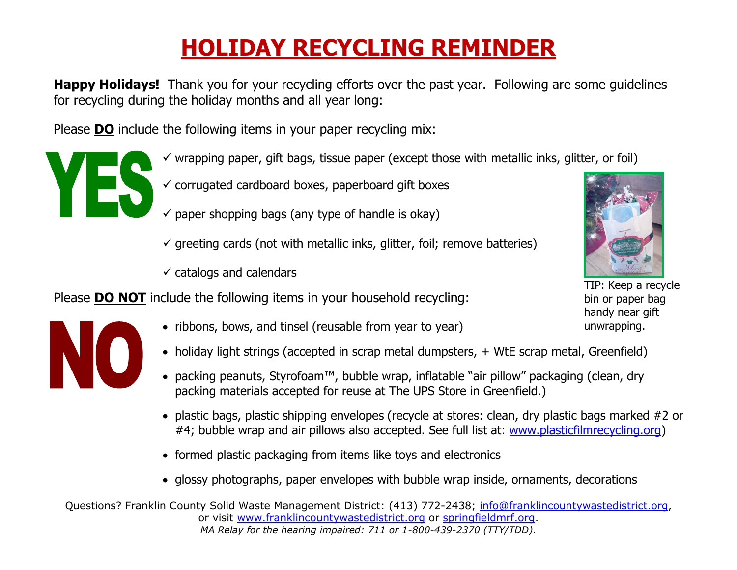# HOLIDAY RECYCLING REMINDER

**Happy Holidays!** Thank you for your recycling efforts over the past year. Following are some guidelines for recycling during the holiday months and all year long:

Please **DO** include the following items in your paper recycling mix:

**YES**

- ✓ wrapping paper, gift bags, tissue paper (except those with metallic inks, glitter, or foil)
- ✓ corrugated cardboard boxes, paperboard gift boxes
- ✓ paper shopping bags (any type of handle is okay)
- ✓ greeting cards (not with metallic inks, glitter, foil; remove batteries)
- ✓ catalogs and calendars

TIP: Keep a recycle bin or paper bag handy near gift unwrapping.

Please **DO NOT** include the following items in your household recycling:

**NO**

- ribbons, bows, and tinsel (reusable from year to year)
- holiday light strings (accepted in scrap metal dumpsters, + WtE scrap metal, Greenfield)
- packing peanuts, Styrofoam™, bubble wrap, inflatable "air pillow" packaging (clean, dry packing materials accepted for reuse at The UPS Store in Greenfield.)
- plastic bags, plastic shipping envelopes (recycle at stores: clean, dry plastic bags marked #2 or #4; bubble wrap and air pillows also accepted. See full list at: www.plasticfilmrecycling.org)
- formed plastic packaging from items like toys and electronics
- glossy photographs, paper envelopes with bubble wrap inside, ornaments, decorations

Questions? Franklin County Solid Waste Management District: (413) 772-2438; info@franklincountywastedistrict.org, or visit www.franklincountywastedistrict.org or springfieldmrf.org.

*MA Relay for the hearing impaired: 711 or 1-800-439-2370 (TTY/TDD).*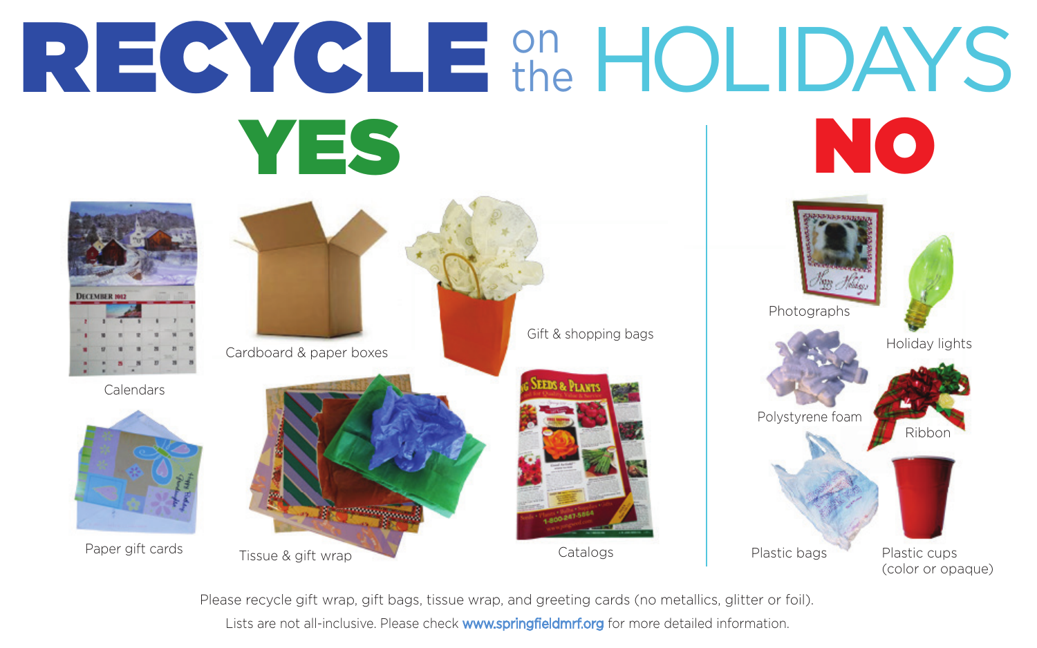# RECYCLE on the HOLIDAYS

## YES

- Calendars
- Cardboard & paper boxes
- Gift & shopping bags
- Paper gift cards
- Tissue & gift wrap
- Catalogs

## NO

- Photographs
- Holiday lights
- Polystyrene foam
- Ribbon
- Plastic bags
- Plastic cups (color or opaque)

Please recycle gift wrap, gift bags, tissue wrap, and greeting cards (no metallics, glitter or foil).

Lists are not all-inclusive. Please check www.springfieldmrf.org for more detailed information.